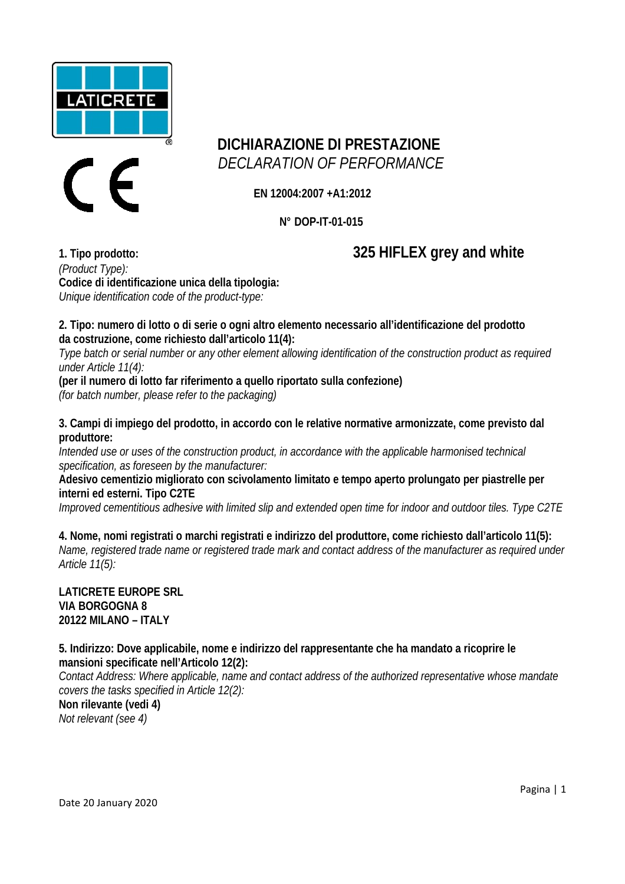# DICHIARAZIONE DI PRESTAZIONE

*DECLARATION OF PERFORMANCE*

**EN 12004:2007 +A1:2012**

**N° DOP-IT-01-015**

**1. Tipo prodotto:** **325 HIFLEX grey and white**

*(Product Type):*

**Codice di identificazione unica della tipologia:**

*Unique identification code of the product-type:*

**2. Tipo: numero di lotto o di serie o ogni altro elemento necessario all'identificazione del prodotto da costruzione, come richiesto dall'articolo 11(4):**

*Type batch or serial number or any other element allowing identification of the construction product as required under Article 11(4):*

**(per il numero di lotto far riferimento a quello riportato sulla confezione)**

*(for batch number, please refer to the packaging)*

**3. Campi di impiego del prodotto, in accordo con le relative normative armonizzate, come previsto dal produttore:**

*Intended use or uses of the construction product, in accordance with the applicable harmonised technical specification, as foreseen by the manufacturer:*

**Adesivo cementizio migliorato con scivolamento limitato e tempo aperto prolungato per piastrelle per interni ed esterni. Tipo C2TE**

*Improved cementitious adhesive with limited slip and extended open time for indoor and outdoor tiles. Type C2TE*

**4. Nome, nomi registrati o marchi registrati e indirizzo del produttore, come richiesto dall'articolo 11(5):**

*Name, registered trade name or registered trade mark and contact address of the manufacturer as required under Article 11(5):*

**LATICRETE EUROPE SRL**
**VIA BORGOGNA 8**
**20122 MILANO – ITALY**

**5. Indirizzo: Dove applicabile, nome e indirizzo del rappresentante che ha mandato a ricoprire le mansioni specificate nell'Articolo 12(2):**

*Contact Address: Where applicable, name and contact address of the authorized representative whose mandate covers the tasks specified in Article 12(2):*

**Non rilevante (vedi 4)**

*Not relevant (see 4)*

Date 20 January 2020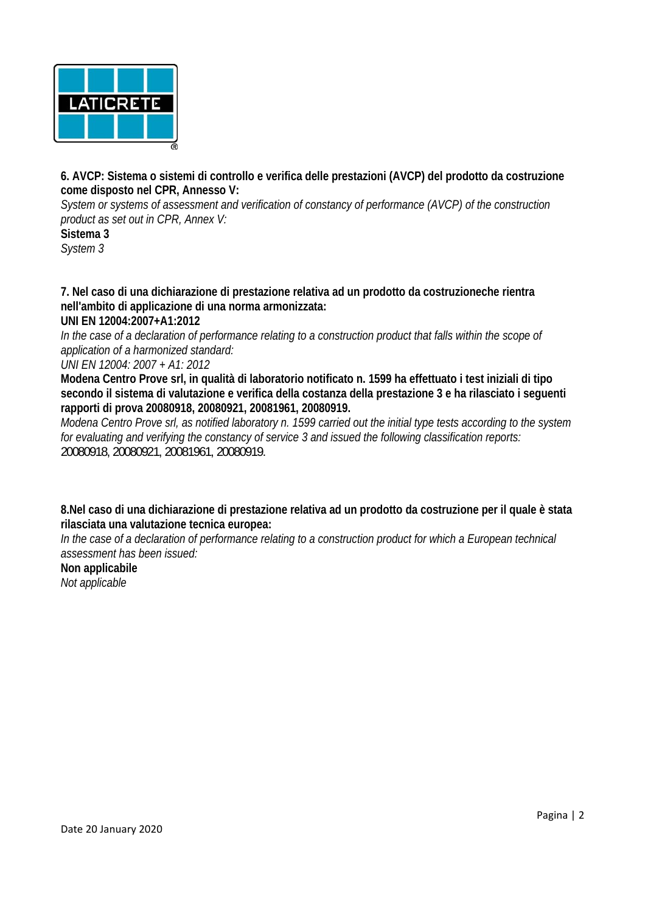**6. AVCP: Sistema o sistemi di controllo e verifica delle prestazioni (AVCP) del prodotto da costruzione come disposto nel CPR, Annesso V:**

*System or systems of assessment and verification of constancy of performance (AVCP) of the construction product as set out in CPR, Annex V:*

**Sistema 3**

*System 3*

**7. Nel caso di una dichiarazione di prestazione relativa ad un prodotto da costruzioneche rientra nell'ambito di applicazione di una norma armonizzata:**

**UNI EN 12004:2007+A1:2012**

*In the case of a declaration of performance relating to a construction product that falls within the scope of application of a harmonized standard:*

*UNI EN 12004: 2007 + A1: 2012*

**Modena Centro Prove srl, in qualità di laboratorio notificato n. 1599 ha effettuato i test iniziali di tipo secondo il sistema di valutazione e verifica della costanza della prestazione 3 e ha rilasciato i seguenti rapporti di prova 20080918, 20080921, 20081961, 20080919.**

*Modena Centro Prove srl, as notified laboratory n. 1599 carried out the initial type tests according to the system for evaluating and verifying the constancy of service 3 and issued the following classification reports:*

20080918, 20080921, 20081961, 20080919.

**8.Nel caso di una dichiarazione di prestazione relativa ad un prodotto da costruzione per il quale è stata rilasciata una valutazione tecnica europea:**

*In the case of a declaration of performance relating to a construction product for which a European technical assessment has been issued:*

**Non applicabile**

*Not applicable*

Date 20 January 2020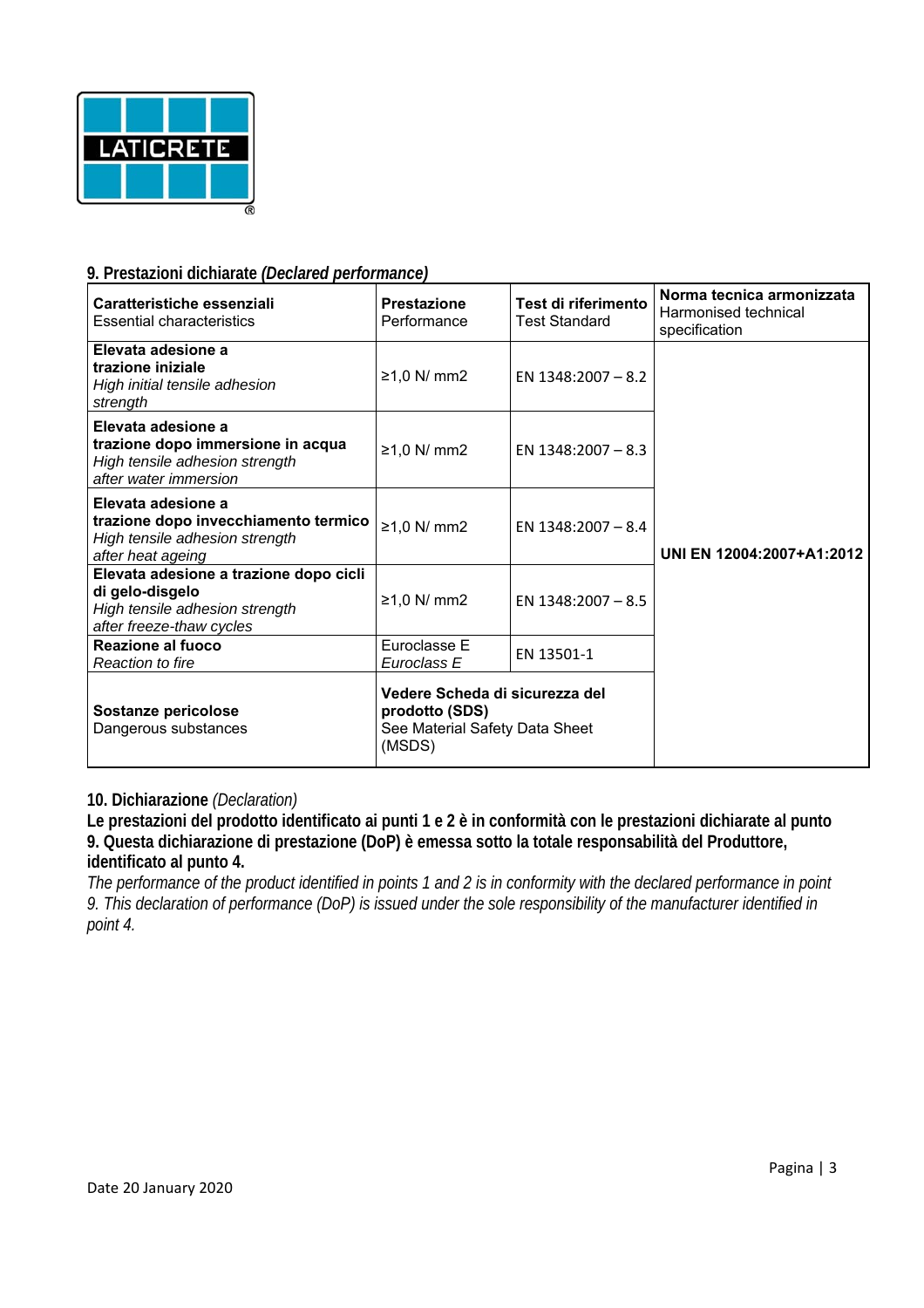## 9. Prestazioni dichiarate *(Declared performance)*

| **Caratteristiche essenziali** Essential characteristics | **Prestazione** Performance | **Test di riferimento** Test Standard | **Norma tecnica armonizzata** Harmonised technical specification |
|---|---|---|---|
| **Elevata adesione a trazione iniziale** *High initial tensile adhesion strength* | ≥1,0 N/ mm2 | EN 1348:2007 – 8.2 | **UNI EN 12004:2007+A1:2012** |
| **Elevata adesione a trazione dopo immersione in acqua** *High tensile adhesion strength after water immersion* | ≥1,0 N/ mm2 | EN 1348:2007 – 8.3 | |
| **Elevata adesione a trazione dopo invecchiamento termico** *High tensile adhesion strength after heat ageing* | ≥1,0 N/ mm2 | EN 1348:2007 – 8.4 | |
| **Elevata adesione a trazione dopo cicli di gelo-disgelo** *High tensile adhesion strength after freeze-thaw cycles* | ≥1,0 N/ mm2 | EN 1348:2007 – 8.5 | |
| **Reazione al fuoco** *Reaction to fire* | Euroclasse E *Euroclass E* | EN 13501-1 | |
| **Sostanze pericolose** Dangerous substances | **Vedere Scheda di sicurezza del prodotto (SDS)** See Material Safety Data Sheet (MSDS) | | |

**10. Dichiarazione** *(Declaration)*

**Le prestazioni del prodotto identificato ai punti 1 e 2 è in conformità con le prestazioni dichiarate al punto 9. Questa dichiarazione di prestazione (DoP) è emessa sotto la totale responsabilità del Produttore, identificato al punto 4.**

*The performance of the product identified in points 1 and 2 is in conformity with the declared performance in point 9. This declaration of performance (DoP) is issued under the sole responsibility of the manufacturer identified in point 4.*

Date 20 January 2020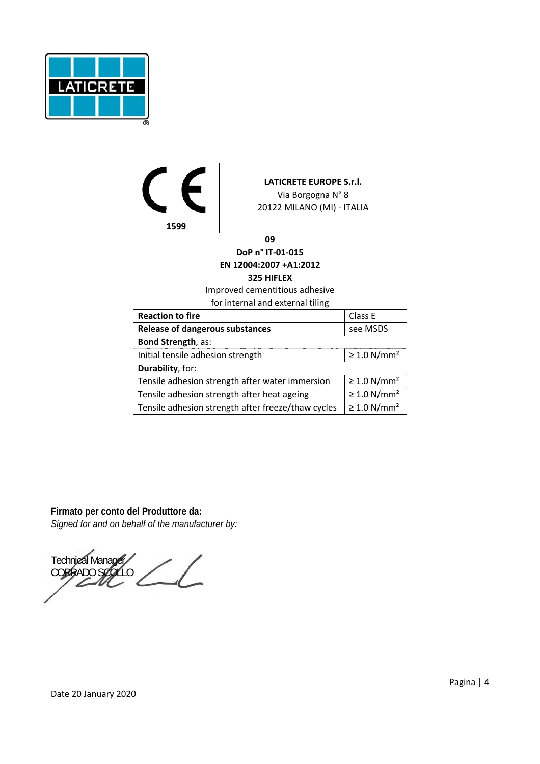LATICRETE®

| | |
|---|---|
| CE 1599 | **LATICRETE EUROPE S.r.l.** Via Borgogna N° 8 20122 MILANO (MI) - ITALIA |
| **09** **DoP n° IT-01-015** **EN 12004:2007 +A1:2012** **325 HIFLEX** Improved cementitious adhesive for internal and external tiling | |
| **Reaction to fire** | Class E |
| **Release of dangerous substances** | see MSDS |
| **Bond Strength**, as: | |
| Initial tensile adhesion strength | ≥ 1.0 N/mm² |
| **Durability**, for: | |
| Tensile adhesion strength after water immersion | ≥ 1.0 N/mm² |
| Tensile adhesion strength after heat ageing | ≥ 1.0 N/mm² |
| Tensile adhesion strength after freeze/thaw cycles | ≥ 1.0 N/mm² |

**Firmato per conto del Produttore da:**
*Signed for and on behalf of the manufacturer by:*

Technical Manager
CORRADO SCOLLO

Date 20 January 2020